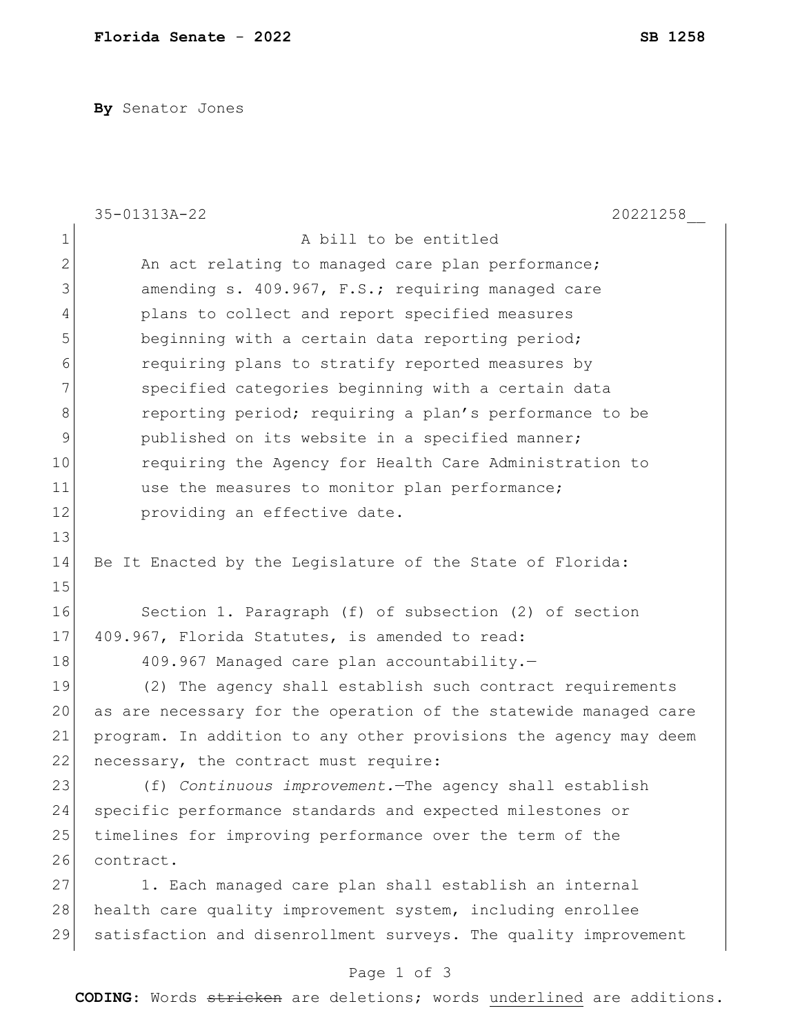**By** Senator Jones

35-01313A-22 20221258__

A bill to be entitled

An act relating to managed care plan performance; amending s. 409.967, F.S.; requiring managed care plans to collect and report specified measures beginning with a certain data reporting period; requiring plans to stratify reported measures by specified categories beginning with a certain data reporting period; requiring a plan's performance to be published on its website in a specified manner; requiring the Agency for Health Care Administration to use the measures to monitor plan performance; providing an effective date.

Be It Enacted by the Legislature of the State of Florida:

Section 1. Paragraph (f) of subsection (2) of section 409.967, Florida Statutes, is amended to read:

409.967 Managed care plan accountability.—

(2) The agency shall establish such contract requirements as are necessary for the operation of the statewide managed care program. In addition to any other provisions the agency may deem necessary, the contract must require:

(f) *Continuous improvement.*—The agency shall establish specific performance standards and expected milestones or timelines for improving performance over the term of the contract.

1. Each managed care plan shall establish an internal health care quality improvement system, including enrollee satisfaction and disenrollment surveys. The quality improvement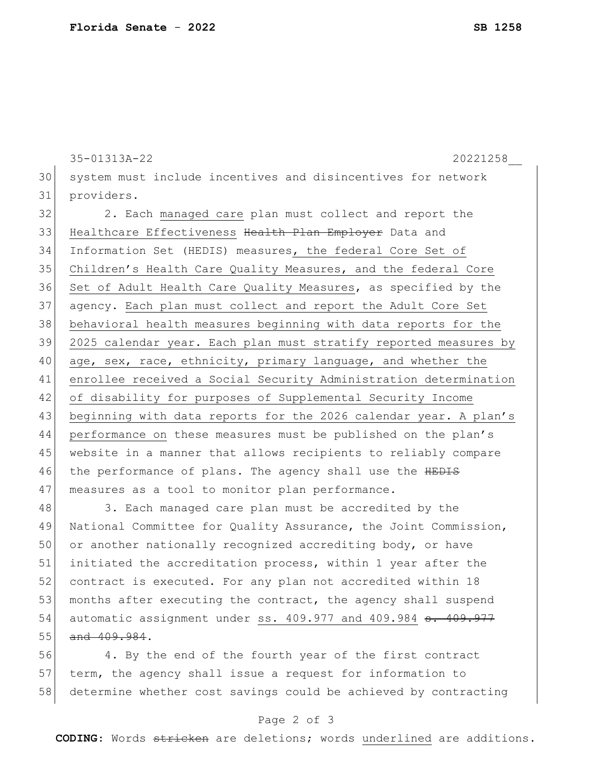35-01313A-22 20221258__

30 system must include incentives and disincentives for network
31 providers.

32 2. Each managed care plan must collect and report the
33 Healthcare Effectiveness ~~Health Plan Employer~~ Data and
34 Information Set (HEDIS) measures, the federal Core Set of
35 Children's Health Care Quality Measures, and the federal Core
36 Set of Adult Health Care Quality Measures, as specified by the
37 agency. Each plan must collect and report the Adult Core Set
38 behavioral health measures beginning with data reports for the
39 2025 calendar year. Each plan must stratify reported measures by
40 age, sex, race, ethnicity, primary language, and whether the
41 enrollee received a Social Security Administration determination
42 of disability for purposes of Supplemental Security Income
43 beginning with data reports for the 2026 calendar year. A plan's
44 performance on these measures must be published on the plan's
45 website in a manner that allows recipients to reliably compare
46 the performance of plans. The agency shall use the ~~HEDIS~~
47 measures as a tool to monitor plan performance.

48 3. Each managed care plan must be accredited by the
49 National Committee for Quality Assurance, the Joint Commission,
50 or another nationally recognized accrediting body, or have
51 initiated the accreditation process, within 1 year after the
52 contract is executed. For any plan not accredited within 18
53 months after executing the contract, the agency shall suspend
54 automatic assignment under ss. 409.977 and 409.984 ~~s. 409.977~~
55 ~~and 409.984~~.

56 4. By the end of the fourth year of the first contract
57 term, the agency shall issue a request for information to
58 determine whether cost savings could be achieved by contracting

**CODING:** Words ~~stricken~~ are deletions; words underlined are additions.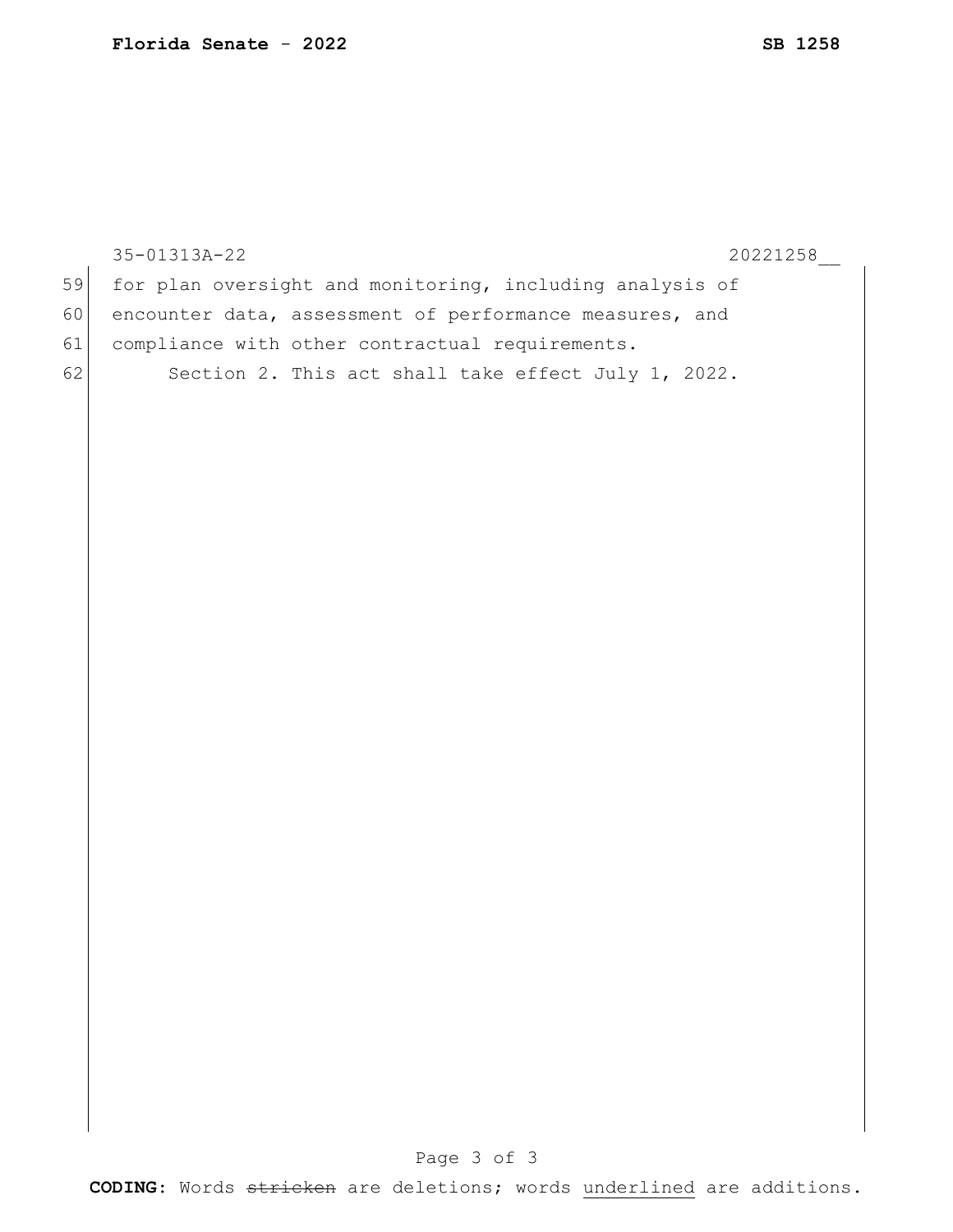35-01313A-22 20221258__

59 for plan oversight and monitoring, including analysis of
60 encounter data, assessment of performance measures, and
61 compliance with other contractual requirements.
62 Section 2. This act shall take effect July 1, 2022.